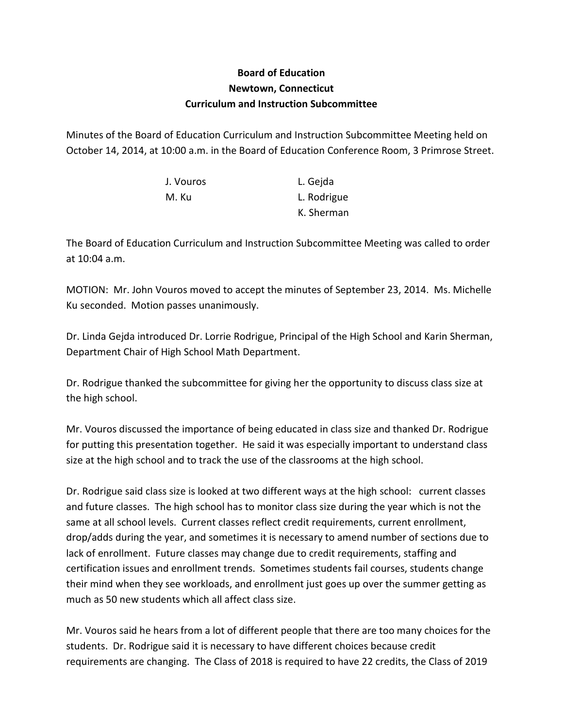**Board of Education**
**Newtown, Connecticut**
**Curriculum and Instruction Subcommittee**

Minutes of the Board of Education Curriculum and Instruction Subcommittee Meeting held on October 14, 2014, at 10:00 a.m. in the Board of Education Conference Room, 3 Primrose Street.

| | |
|---|---|
| J. Vouros | L. Gejda |
| M. Ku | L. Rodrigue |
| | K. Sherman |

The Board of Education Curriculum and Instruction Subcommittee Meeting was called to order at 10:04 a.m.

MOTION: Mr. John Vouros moved to accept the minutes of September 23, 2014. Ms. Michelle Ku seconded. Motion passes unanimously.

Dr. Linda Gejda introduced Dr. Lorrie Rodrigue, Principal of the High School and Karin Sherman, Department Chair of High School Math Department.

Dr. Rodrigue thanked the subcommittee for giving her the opportunity to discuss class size at the high school.

Mr. Vouros discussed the importance of being educated in class size and thanked Dr. Rodrigue for putting this presentation together. He said it was especially important to understand class size at the high school and to track the use of the classrooms at the high school.

Dr. Rodrigue said class size is looked at two different ways at the high school: current classes and future classes. The high school has to monitor class size during the year which is not the same at all school levels. Current classes reflect credit requirements, current enrollment, drop/adds during the year, and sometimes it is necessary to amend number of sections due to lack of enrollment. Future classes may change due to credit requirements, staffing and certification issues and enrollment trends. Sometimes students fail courses, students change their mind when they see workloads, and enrollment just goes up over the summer getting as much as 50 new students which all affect class size.

Mr. Vouros said he hears from a lot of different people that there are too many choices for the students. Dr. Rodrigue said it is necessary to have different choices because credit requirements are changing. The Class of 2018 is required to have 22 credits, the Class of 2019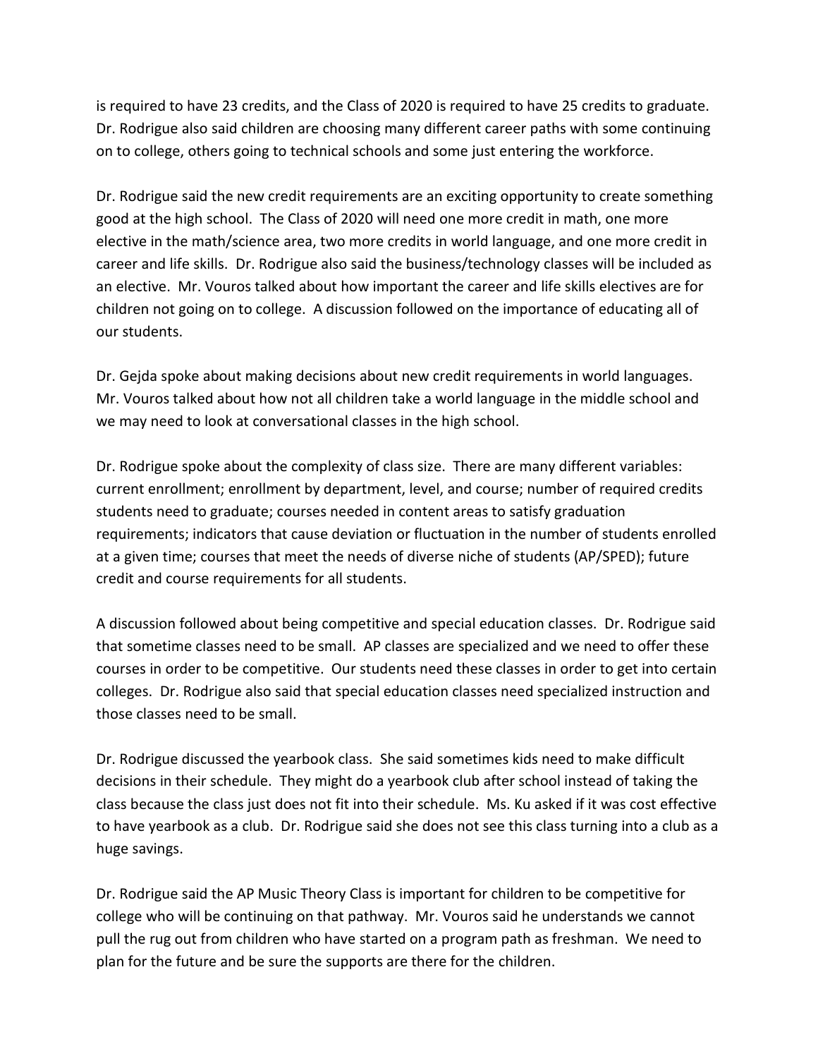is required to have 23 credits, and the Class of 2020 is required to have 25 credits to graduate. Dr. Rodrigue also said children are choosing many different career paths with some continuing on to college, others going to technical schools and some just entering the workforce.

Dr. Rodrigue said the new credit requirements are an exciting opportunity to create something good at the high school. The Class of 2020 will need one more credit in math, one more elective in the math/science area, two more credits in world language, and one more credit in career and life skills. Dr. Rodrigue also said the business/technology classes will be included as an elective. Mr. Vouros talked about how important the career and life skills electives are for children not going on to college. A discussion followed on the importance of educating all of our students.

Dr. Gejda spoke about making decisions about new credit requirements in world languages. Mr. Vouros talked about how not all children take a world language in the middle school and we may need to look at conversational classes in the high school.

Dr. Rodrigue spoke about the complexity of class size. There are many different variables: current enrollment; enrollment by department, level, and course; number of required credits students need to graduate; courses needed in content areas to satisfy graduation requirements; indicators that cause deviation or fluctuation in the number of students enrolled at a given time; courses that meet the needs of diverse niche of students (AP/SPED); future credit and course requirements for all students.

A discussion followed about being competitive and special education classes. Dr. Rodrigue said that sometime classes need to be small. AP classes are specialized and we need to offer these courses in order to be competitive. Our students need these classes in order to get into certain colleges. Dr. Rodrigue also said that special education classes need specialized instruction and those classes need to be small.

Dr. Rodrigue discussed the yearbook class. She said sometimes kids need to make difficult decisions in their schedule. They might do a yearbook club after school instead of taking the class because the class just does not fit into their schedule. Ms. Ku asked if it was cost effective to have yearbook as a club. Dr. Rodrigue said she does not see this class turning into a club as a huge savings.

Dr. Rodrigue said the AP Music Theory Class is important for children to be competitive for college who will be continuing on that pathway. Mr. Vouros said he understands we cannot pull the rug out from children who have started on a program path as freshman. We need to plan for the future and be sure the supports are there for the children.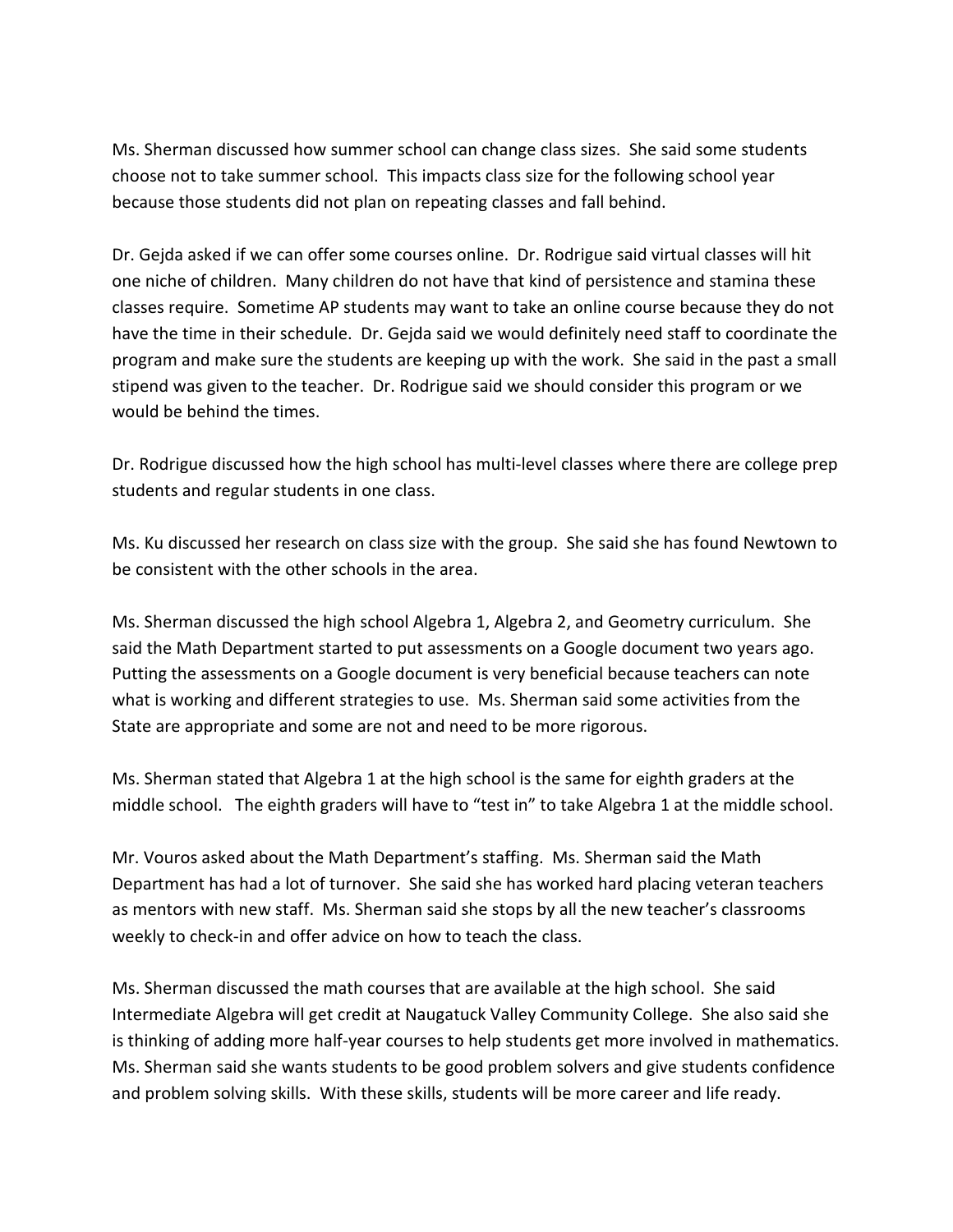Ms. Sherman discussed how summer school can change class sizes. She said some students choose not to take summer school. This impacts class size for the following school year because those students did not plan on repeating classes and fall behind.

Dr. Gejda asked if we can offer some courses online. Dr. Rodrigue said virtual classes will hit one niche of children. Many children do not have that kind of persistence and stamina these classes require. Sometime AP students may want to take an online course because they do not have the time in their schedule. Dr. Gejda said we would definitely need staff to coordinate the program and make sure the students are keeping up with the work. She said in the past a small stipend was given to the teacher. Dr. Rodrigue said we should consider this program or we would be behind the times.

Dr. Rodrigue discussed how the high school has multi-level classes where there are college prep students and regular students in one class.

Ms. Ku discussed her research on class size with the group. She said she has found Newtown to be consistent with the other schools in the area.

Ms. Sherman discussed the high school Algebra 1, Algebra 2, and Geometry curriculum. She said the Math Department started to put assessments on a Google document two years ago. Putting the assessments on a Google document is very beneficial because teachers can note what is working and different strategies to use. Ms. Sherman said some activities from the State are appropriate and some are not and need to be more rigorous.

Ms. Sherman stated that Algebra 1 at the high school is the same for eighth graders at the middle school. The eighth graders will have to "test in" to take Algebra 1 at the middle school.

Mr. Vouros asked about the Math Department's staffing. Ms. Sherman said the Math Department has had a lot of turnover. She said she has worked hard placing veteran teachers as mentors with new staff. Ms. Sherman said she stops by all the new teacher's classrooms weekly to check-in and offer advice on how to teach the class.

Ms. Sherman discussed the math courses that are available at the high school. She said Intermediate Algebra will get credit at Naugatuck Valley Community College. She also said she is thinking of adding more half-year courses to help students get more involved in mathematics. Ms. Sherman said she wants students to be good problem solvers and give students confidence and problem solving skills. With these skills, students will be more career and life ready.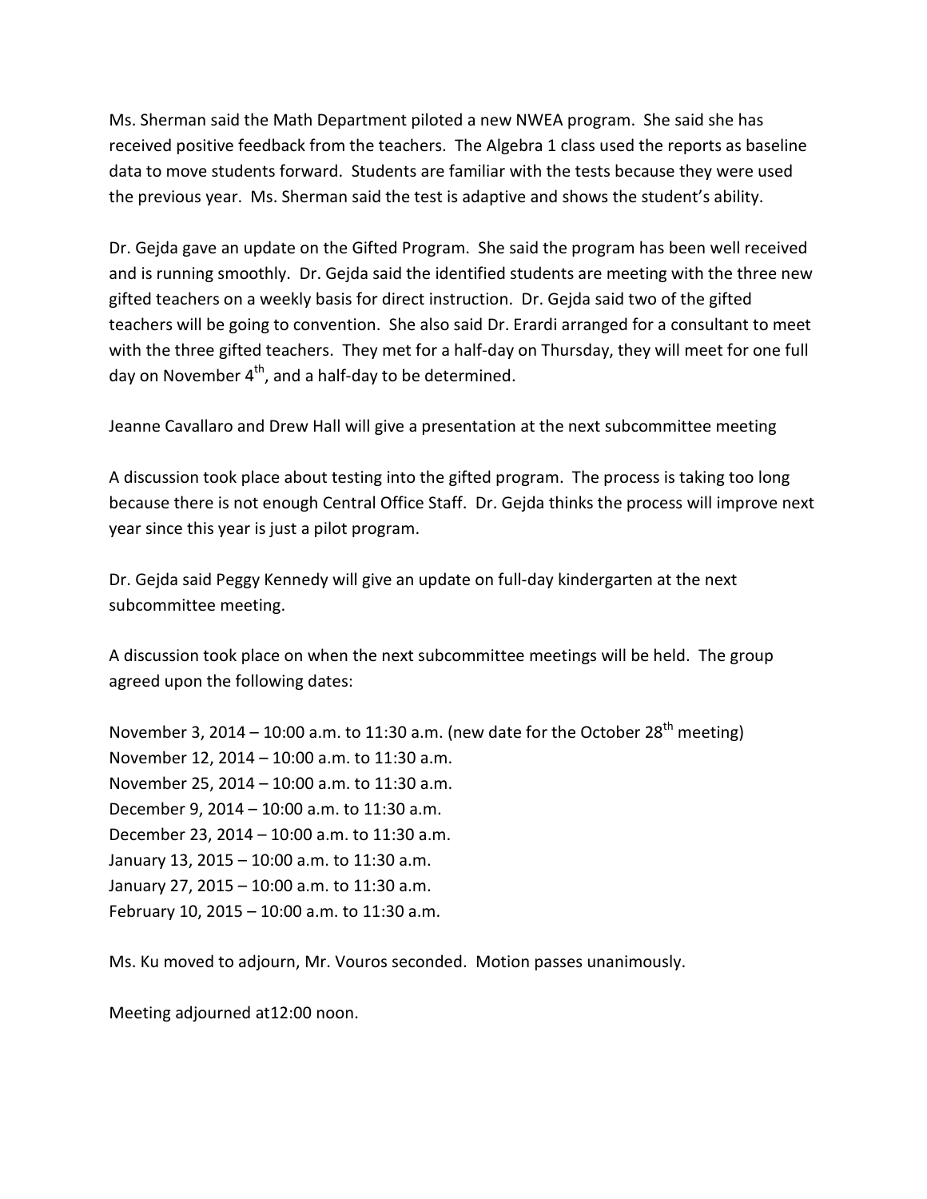Ms. Sherman said the Math Department piloted a new NWEA program. She said she has received positive feedback from the teachers. The Algebra 1 class used the reports as baseline data to move students forward. Students are familiar with the tests because they were used the previous year. Ms. Sherman said the test is adaptive and shows the student's ability.

Dr. Gejda gave an update on the Gifted Program. She said the program has been well received and is running smoothly. Dr. Gejda said the identified students are meeting with the three new gifted teachers on a weekly basis for direct instruction. Dr. Gejda said two of the gifted teachers will be going to convention. She also said Dr. Erardi arranged for a consultant to meet with the three gifted teachers. They met for a half-day on Thursday, they will meet for one full day on November 4th, and a half-day to be determined.

Jeanne Cavallaro and Drew Hall will give a presentation at the next subcommittee meeting

A discussion took place about testing into the gifted program. The process is taking too long because there is not enough Central Office Staff. Dr. Gejda thinks the process will improve next year since this year is just a pilot program.

Dr. Gejda said Peggy Kennedy will give an update on full-day kindergarten at the next subcommittee meeting.

A discussion took place on when the next subcommittee meetings will be held. The group agreed upon the following dates:

November 3, 2014 – 10:00 a.m. to 11:30 a.m. (new date for the October 28th meeting)
November 12, 2014 – 10:00 a.m. to 11:30 a.m.
November 25, 2014 – 10:00 a.m. to 11:30 a.m.
December 9, 2014 – 10:00 a.m. to 11:30 a.m.
December 23, 2014 – 10:00 a.m. to 11:30 a.m.
January 13, 2015 – 10:00 a.m. to 11:30 a.m.
January 27, 2015 – 10:00 a.m. to 11:30 a.m.
February 10, 2015 – 10:00 a.m. to 11:30 a.m.

Ms. Ku moved to adjourn, Mr. Vouros seconded. Motion passes unanimously.

Meeting adjourned at12:00 noon.